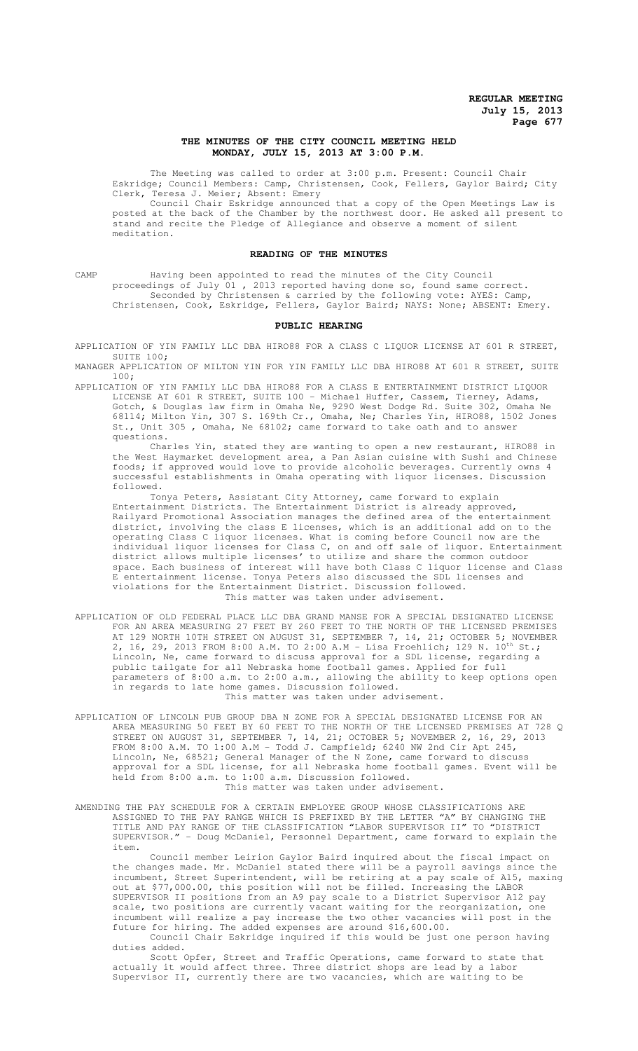# THE MINUTES OF THE CITY COUNCIL MEETING HELD MONDAY, JULY 15, 2013 AT 3:00 P.M.

The Meeting was called to order at 3:00 p.m. Present: Council Chair Eskridge; Council Members: Camp, Christensen, Cook, Fellers, Gaylor Baird; City Clerk, Teresa J. Meier; Absent: Emery

Council Chair Eskridge announced that a copy of the Open Meetings Law is posted at the back of the Chamber by the northwest door. He asked all present to stand and recite the Pledge of Allegiance and observe a moment of silent meditation.

## READING OF THE MINUTES

CAMP Having been appointed to read the minutes of the City Council proceedings of July 01 , 2013 reported having done so, found same correct.

Seconded by Christensen & carried by the following vote: AYES: Camp, Christensen, Cook, Eskridge, Fellers, Gaylor Baird; NAYS: None; ABSENT: Emery.

## PUBLIC HEARING

APPLICATION OF YIN FAMILY LLC DBA HIRO88 FOR A CLASS C LIQUOR LICENSE AT 601 R STREET, SUITE 100;

MANAGER APPLICATION OF MILTON YIN FOR YIN FAMILY LLC DBA HIRO88 AT 601 R STREET, SUITE 100;

APPLICATION OF YIN FAMILY LLC DBA HIRO88 FOR A CLASS E ENTERTAINMENT DISTRICT LIQUOR LICENSE AT 601 R STREET, SUITE 100 - Michael Huffer, Cassem, Tierney, Adams, Gotch, & Douglas law firm in Omaha Ne, 9290 West Dodge Rd. Suite 302, Omaha Ne 68114; Milton Yin, 307 S. 169th Cr., Omaha, Ne; Charles Yin, HIRO88, 1502 Jones St., Unit 305 , Omaha, Ne 68102; came forward to take oath and to answer questions.

Charles Yin, stated they are wanting to open a new restaurant, HIRO88 in the West Haymarket development area, a Pan Asian cuisine with Sushi and Chinese foods; if approved would love to provide alcoholic beverages. Currently owns 4 successful establishments in Omaha operating with liquor licenses. Discussion followed.

Tonya Peters, Assistant City Attorney, came forward to explain Entertainment Districts. The Entertainment District is already approved, Railyard Promotional Association manages the defined area of the entertainment district, involving the class E licenses, which is an additional add on to the operating Class C liquor licenses. What is coming before Council now are the individual liquor licenses for Class C, on and off sale of liquor. Entertainment district allows multiple licenses' to utilize and share the common outdoor space. Each business of interest will have both Class C liquor license and Class E entertainment license. Tonya Peters also discussed the SDL licenses and violations for the Entertainment District. Discussion followed.

This matter was taken under advisement.

APPLICATION OF OLD FEDERAL PLACE LLC DBA GRAND MANSE FOR A SPECIAL DESIGNATED LICENSE FOR AN AREA MEASURING 27 FEET BY 260 FEET TO THE NORTH OF THE LICENSED PREMISES AT 129 NORTH 10TH STREET ON AUGUST 31, SEPTEMBER 7, 14, 21; OCTOBER 5; NOVEMBER 2, 16, 29, 2013 FROM 8:00 A.M. TO 2:00 A.M - Lisa Froehlich; 129 N. 10th St.; Lincoln, Ne, came forward to discuss approval for a SDL license, regarding a public tailgate for all Nebraska home football games. Applied for full parameters of 8:00 a.m. to 2:00 a.m., allowing the ability to keep options open in regards to late home games. Discussion followed.

This matter was taken under advisement.

APPLICATION OF LINCOLN PUB GROUP DBA N ZONE FOR A SPECIAL DESIGNATED LICENSE FOR AN AREA MEASURING 50 FEET BY 60 FEET TO THE NORTH OF THE LICENSED PREMISES AT 728 Q STREET ON AUGUST 31, SEPTEMBER 7, 14, 21; OCTOBER 5; NOVEMBER 2, 16, 29, 2013 FROM 8:00 A.M. TO 1:00 A.M - Todd J. Campfield; 6240 NW 2nd Cir Apt 245, Lincoln, Ne, 68521; General Manager of the N Zone, came forward to discuss approval for a SDL license, for all Nebraska home football games. Event will be held from 8:00 a.m. to 1:00 a.m. Discussion followed.

This matter was taken under advisement.

AMENDING THE PAY SCHEDULE FOR A CERTAIN EMPLOYEE GROUP WHOSE CLASSIFICATIONS ARE ASSIGNED TO THE PAY RANGE WHICH IS PREFIXED BY THE LETTER "A" BY CHANGING THE TITLE AND PAY RANGE OF THE CLASSIFICATION "LABOR SUPERVISOR II" TO "DISTRICT SUPERVISOR." - Doug McDaniel, Personnel Department, came forward to explain the item.

Council member Leirion Gaylor Baird inquired about the fiscal impact on the changes made. Mr. McDaniel stated there will be a payroll savings since the incumbent, Street Superintendent, will be retiring at a pay scale of A15, maxing out at $77,000.00, this position will not be filled. Increasing the LABOR SUPERVISOR II positions from an A9 pay scale to a District Supervisor A12 pay scale, two positions are currently vacant waiting for the reorganization, one incumbent will realize a pay increase the two other vacancies will post in the future for hiring. The added expenses are around $16,600.00.

Council Chair Eskridge inquired if this would be just one person having duties added.

Scott Opfer, Street and Traffic Operations, came forward to state that actually it would affect three. Three district shops are lead by a labor Supervisor II, currently there are two vacancies, which are waiting to be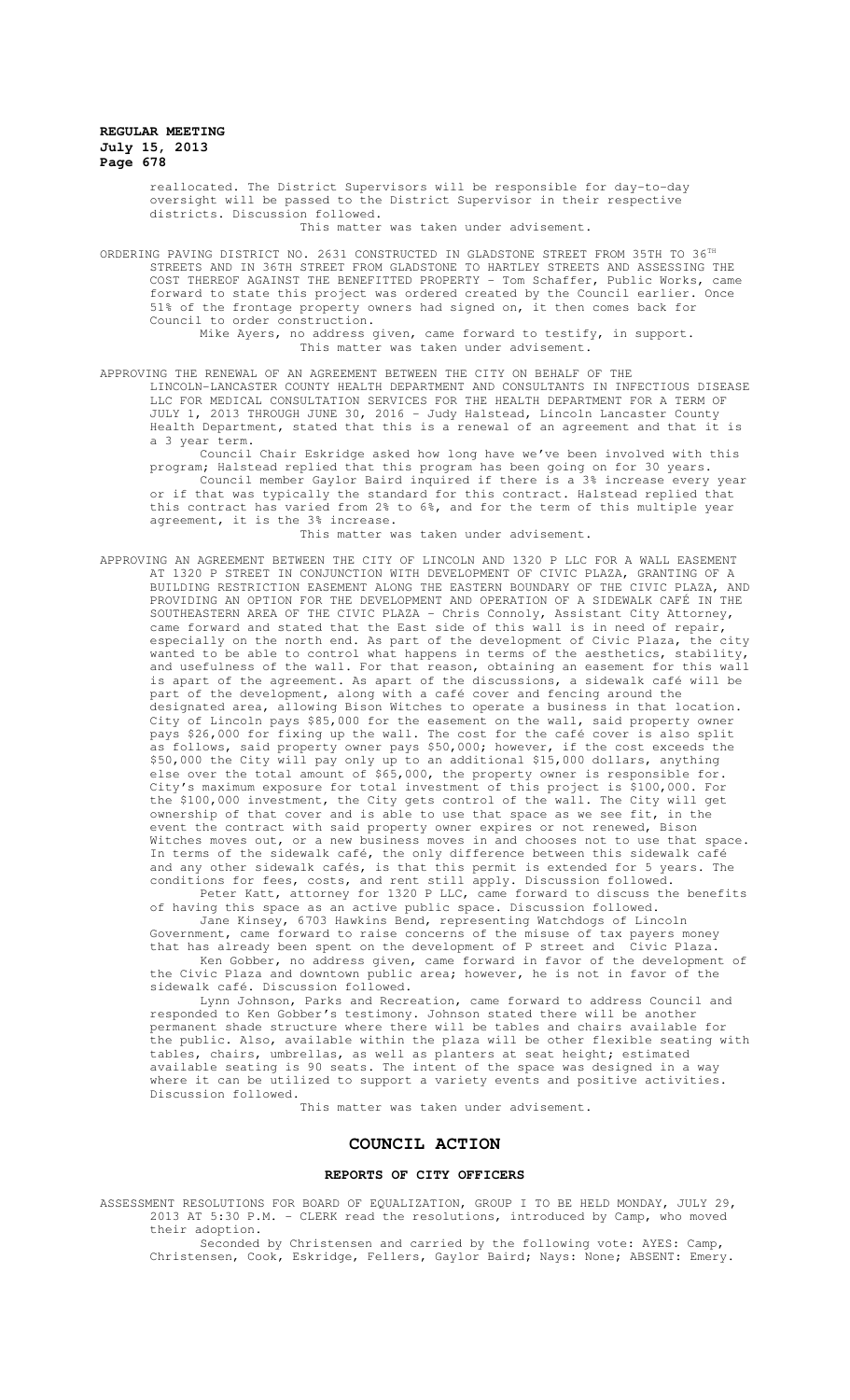reallocated. The District Supervisors will be responsible for day-to-day oversight will be passed to the District Supervisor in their respective districts. Discussion followed.

This matter was taken under advisement.

ORDERING PAVING DISTRICT NO. 2631 CONSTRUCTED IN GLADSTONE STREET FROM 35TH TO 36TH STREETS AND IN 36TH STREET FROM GLADSTONE TO HARTLEY STREETS AND ASSESSING THE COST THEREOF AGAINST THE BENEFITTED PROPERTY - Tom Schaffer, Public Works, came forward to state this project was ordered created by the Council earlier. Once 51% of the frontage property owners had signed on, it then comes back for Council to order construction.

Mike Ayers, no address given, came forward to testify, in support.

This matter was taken under advisement.

APPROVING THE RENEWAL OF AN AGREEMENT BETWEEN THE CITY ON BEHALF OF THE LINCOLN-LANCASTER COUNTY HEALTH DEPARTMENT AND CONSULTANTS IN INFECTIOUS DISEASE LLC FOR MEDICAL CONSULTATION SERVICES FOR THE HEALTH DEPARTMENT FOR A TERM OF JULY 1, 2013 THROUGH JUNE 30, 2016 - Judy Halstead, Lincoln Lancaster County Health Department, stated that this is a renewal of an agreement and that it is a 3 year term.

Council Chair Eskridge asked how long have we've been involved with this program; Halstead replied that this program has been going on for 30 years.

Council member Gaylor Baird inquired if there is a 3% increase every year or if that was typically the standard for this contract. Halstead replied that this contract has varied from 2% to 6%, and for the term of this multiple year agreement, it is the 3% increase.

This matter was taken under advisement.

APPROVING AN AGREEMENT BETWEEN THE CITY OF LINCOLN AND 1320 P LLC FOR A WALL EASEMENT AT 1320 P STREET IN CONJUNCTION WITH DEVELOPMENT OF CIVIC PLAZA, GRANTING OF A BUILDING RESTRICTION EASEMENT ALONG THE EASTERN BOUNDARY OF THE CIVIC PLAZA, AND PROVIDING AN OPTION FOR THE DEVELOPMENT AND OPERATION OF A SIDEWALK CAFÉ IN THE SOUTHEASTERN AREA OF THE CIVIC PLAZA - Chris Connoly, Assistant City Attorney, came forward and stated that the East side of this wall is in need of repair, especially on the north end. As part of the development of Civic Plaza, the city wanted to be able to control what happens in terms of the aesthetics, stability, and usefulness of the wall. For that reason, obtaining an easement for this wall is apart of the agreement. As part of the discussions, a sidewalk café will be part of the development, along with a café cover and fencing around the designated area, allowing Bison Witches to operate a business in that location. City of Lincoln pays $85,000 for the easement on the wall, said property owner pays $26,000 for fixing up the wall. The cost for the café cover is also split as follows, said property owner pays $50,000; however, if the cost exceeds the $50,000 the City will pay only up to an additional $15,000 dollars, anything else over the total amount of $65,000, the property owner is responsible for. City's maximum exposure for total investment of this project is $100,000. For the $100,000 investment, the City gets control of the wall. The City will get ownership of that cover and is able to use that space as we see fit, in the event the contract with said property owner expires or not renewed, Bison Witches moves out, or a new business moves in and chooses not to use that space. In terms of the sidewalk café, the only difference between this sidewalk café and any other sidewalk cafés, is that this permit is extended for 5 years. The conditions for fees, costs, and rent still apply. Discussion followed.

Peter Katt, attorney for 1320 P LLC, came forward to discuss the benefits of having this space as an active public space. Discussion followed.

Jane Kinsey, 6703 Hawkins Bend, representing Watchdogs of Lincoln Government, came forward to raise concerns of the misuse of tax payers money that has already been spent on the development of P street and Civic Plaza.

Ken Gobber, no address given, came forward in favor of the development of the Civic Plaza and downtown public area; however, he is not in favor of the sidewalk café. Discussion followed.

Lynn Johnson, Parks and Recreation, came forward to address Council and responded to Ken Gobber's testimony. Johnson stated there will be another permanent shade structure where there will be tables and chairs available for the public. Also, available within the plaza will be other flexible seating with tables, chairs, umbrellas, as well as planters at seat height; estimated available seating is 90 seats. The intent of the space was designed in a way where it can be utilized to support a variety events and positive activities. Discussion followed.

This matter was taken under advisement.

## COUNCIL ACTION

### REPORTS OF CITY OFFICERS

ASSESSMENT RESOLUTIONS FOR BOARD OF EQUALIZATION, GROUP I TO BE HELD MONDAY, JULY 29, 2013 AT 5:30 P.M. - CLERK read the resolutions, introduced by Camp, who moved their adoption.

Seconded by Christensen and carried by the following vote: AYES: Camp, Christensen, Cook, Eskridge, Fellers, Gaylor Baird; Nays: None; ABSENT: Emery.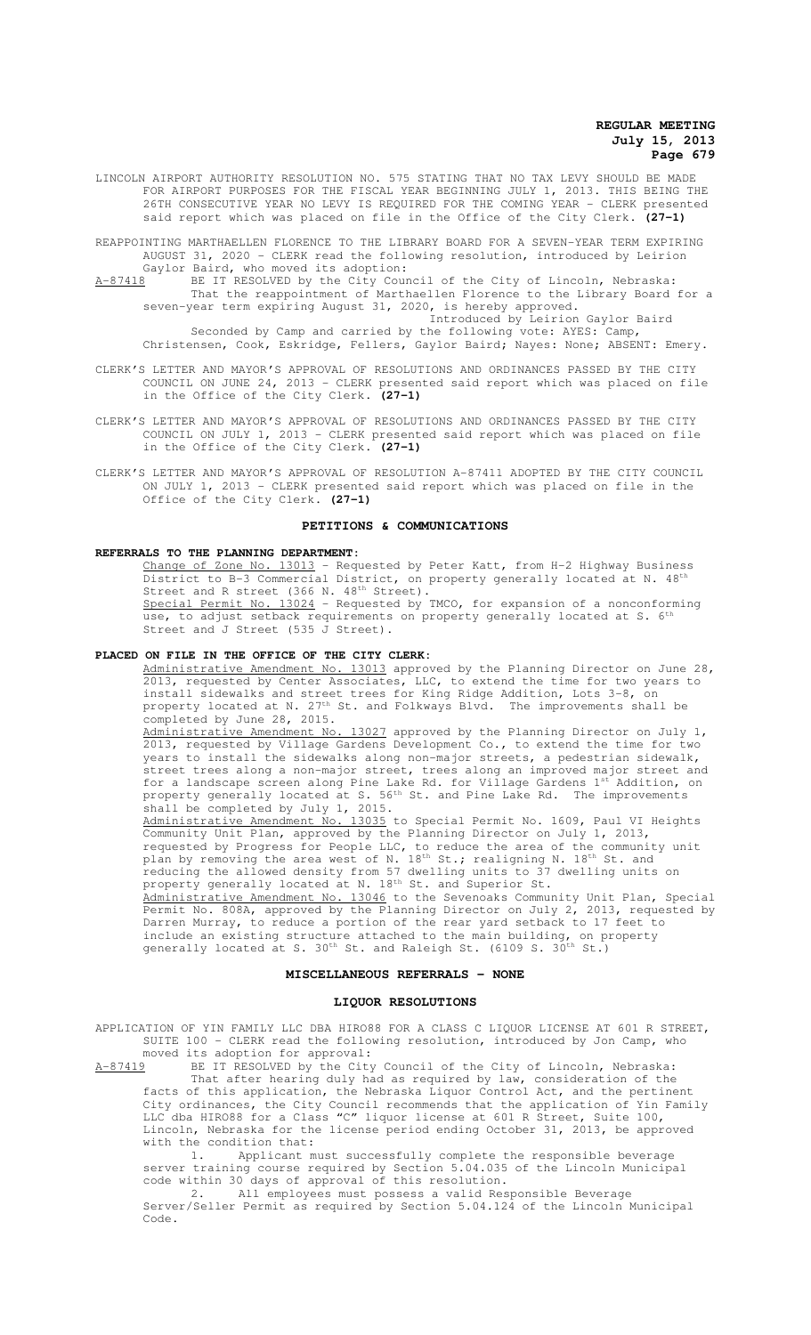LINCOLN AIRPORT AUTHORITY RESOLUTION NO. 575 STATING THAT NO TAX LEVY SHOULD BE MADE FOR AIRPORT PURPOSES FOR THE FISCAL YEAR BEGINNING JULY 1, 2013. THIS BEING THE 26TH CONSECUTIVE YEAR NO LEVY IS REQUIRED FOR THE COMING YEAR - CLERK presented said report which was placed on file in the Office of the City Clerk. **(27-1)**

REAPPOINTING MARTHAELLEN FLORENCE TO THE LIBRARY BOARD FOR A SEVEN-YEAR TERM EXPIRING AUGUST 31, 2020 - CLERK read the following resolution, introduced by Leirion Gaylor Baird, who moved its adoption:

A-87418 BE IT RESOLVED by the City Council of the City of Lincoln, Nebraska:
That the reappointment of Marthaellen Florence to the Library Board for a seven-year term expiring August 31, 2020, is hereby approved.

Introduced by Leirion Gaylor Baird

Seconded by Camp and carried by the following vote: AYES: Camp, Christensen, Cook, Eskridge, Fellers, Gaylor Baird; Nayes: None; ABSENT: Emery.

CLERK'S LETTER AND MAYOR'S APPROVAL OF RESOLUTIONS AND ORDINANCES PASSED BY THE CITY COUNCIL ON JUNE 24, 2013 - CLERK presented said report which was placed on file in the Office of the City Clerk. **(27-1)**

CLERK'S LETTER AND MAYOR'S APPROVAL OF RESOLUTIONS AND ORDINANCES PASSED BY THE CITY COUNCIL ON JULY 1, 2013 - CLERK presented said report which was placed on file in the Office of the City Clerk. **(27-1)**

CLERK'S LETTER AND MAYOR'S APPROVAL OF RESOLUTION A-87411 ADOPTED BY THE CITY COUNCIL ON JULY 1, 2013 - CLERK presented said report which was placed on file in the Office of the City Clerk. **(27-1)**

## PETITIONS & COMMUNICATIONS

**REFERRALS TO THE PLANNING DEPARTMENT:**

Change of Zone No. 13013 - Requested by Peter Katt, from H-2 Highway Business District to B-3 Commercial District, on property generally located at N. 48th Street and R street (366 N. 48th Street).

Special Permit No. 13024 - Requested by TMCO, for expansion of a nonconforming use, to adjust setback requirements on property generally located at S. 6th Street and J Street (535 J Street).

**PLACED ON FILE IN THE OFFICE OF THE CITY CLERK:**

Administrative Amendment No. 13013 approved by the Planning Director on June 28, 2013, requested by Center Associates, LLC, to extend the time for two years to install sidewalks and street trees for King Ridge Addition, Lots 3-8, on property located at N. 27th St. and Folkways Blvd. The improvements shall be completed by June 28, 2015.

Administrative Amendment No. 13027 approved by the Planning Director on July 1, 2013, requested by Village Gardens Development Co., to extend the time for two years to install the sidewalks along non-major streets, a pedestrian sidewalk, street trees along a non-major street, trees along an improved major street and for a landscape screen along Pine Lake Rd. for Village Gardens 1st Addition, on property generally located at S. 56th St. and Pine Lake Rd. The improvements shall be completed by July 1, 2015.

Administrative Amendment No. 13035 to Special Permit No. 1609, Paul VI Heights Community Unit Plan, approved by the Planning Director on July 1, 2013, requested by Progress for People LLC, to reduce the area of the community unit plan by removing the area west of N. 18th St.; realigning N. 18th St. and reducing the allowed density from 57 dwelling units to 37 dwelling units on property generally located at N. 18th St. and Superior St.

Administrative Amendment No. 13046 to the Sevenoaks Community Unit Plan, Special Permit No. 808A, approved by the Planning Director on July 2, 2013, requested by Darren Murray, to reduce a portion of the rear yard setback to 17 feet to include an existing structure attached to the main building, on property generally located at S. 30th St. and Raleigh St. (6109 S. 30th St.)

## MISCELLANEOUS REFERRALS - NONE

## LIQUOR RESOLUTIONS

APPLICATION OF YIN FAMILY LLC DBA HIRO88 FOR A CLASS C LIQUOR LICENSE AT 601 R STREET, SUITE 100 - CLERK read the following resolution, introduced by Jon Camp, who moved its adoption for approval:

A-87419 BE IT RESOLVED by the City Council of the City of Lincoln, Nebraska:
That after hearing duly had as required by law, consideration of the facts of this application, the Nebraska Liquor Control Act, and the pertinent City ordinances, the City Council recommends that the application of Yin Family LLC dba HIRO88 for a Class "C" liquor license at 601 R Street, Suite 100, Lincoln, Nebraska for the license period ending October 31, 2013, be approved with the condition that:

1. Applicant must successfully complete the responsible beverage server training course required by Section 5.04.035 of the Lincoln Municipal code within 30 days of approval of this resolution.
2. All employees must possess a valid Responsible Beverage Server/Seller Permit as required by Section 5.04.124 of the Lincoln Municipal Code.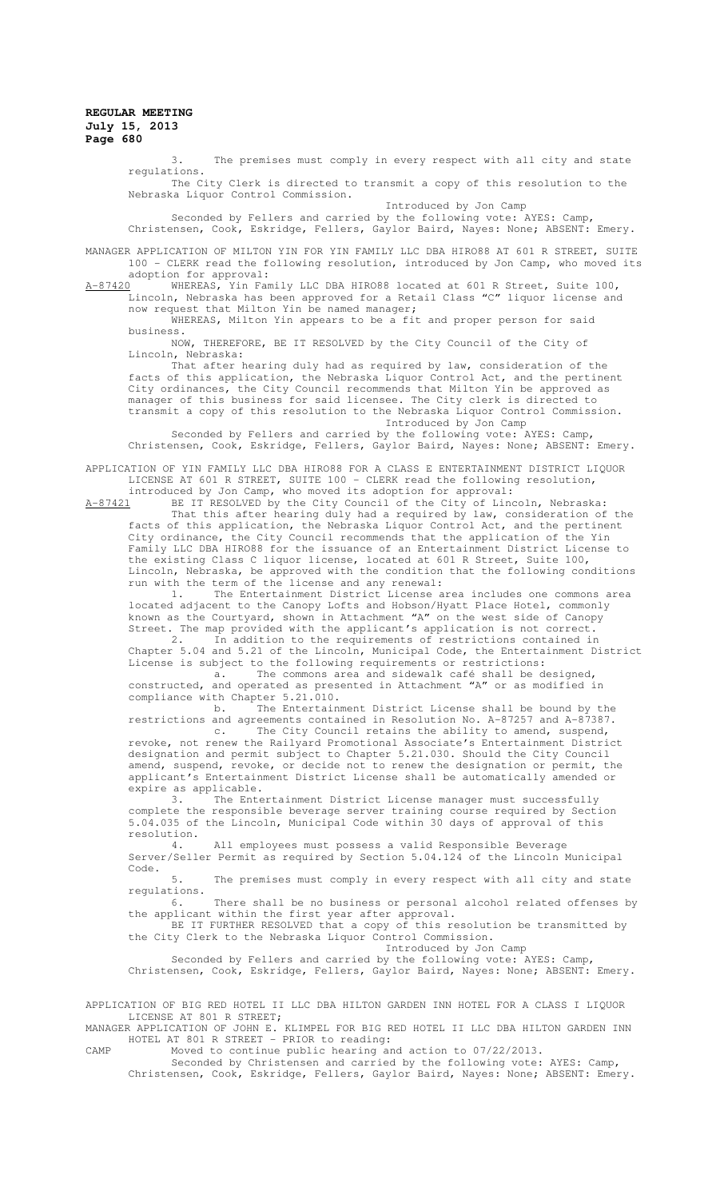3. The premises must comply in every respect with all city and state regulations.

The City Clerk is directed to transmit a copy of this resolution to the Nebraska Liquor Control Commission.

Introduced by Jon Camp

Seconded by Fellers and carried by the following vote: AYES: Camp, Christensen, Cook, Eskridge, Fellers, Gaylor Baird, Nayes: None; ABSENT: Emery.

MANAGER APPLICATION OF MILTON YIN FOR YIN FAMILY LLC DBA HIRO88 AT 601 R STREET, SUITE 100 - CLERK read the following resolution, introduced by Jon Camp, who moved its adoption for approval:

A-87420 WHEREAS, Yin Family LLC DBA HIRO88 located at 601 R Street, Suite 100, Lincoln, Nebraska has been approved for a Retail Class "C" liquor license and now request that Milton Yin be named manager;

WHEREAS, Milton Yin appears to be a fit and proper person for said business.

NOW, THEREFORE, BE IT RESOLVED by the City Council of the City of Lincoln, Nebraska:

That after hearing duly had as required by law, consideration of the facts of this application, the Nebraska Liquor Control Act, and the pertinent City ordinances, the City Council recommends that Milton Yin be approved as manager of this business for said licensee. The City clerk is directed to transmit a copy of this resolution to the Nebraska Liquor Control Commission.

Introduced by Jon Camp

Seconded by Fellers and carried by the following vote: AYES: Camp, Christensen, Cook, Eskridge, Fellers, Gaylor Baird, Nayes: None; ABSENT: Emery.

APPLICATION OF YIN FAMILY LLC DBA HIRO88 FOR A CLASS E ENTERTAINMENT DISTRICT LIQUOR LICENSE AT 601 R STREET, SUITE 100 - CLERK read the following resolution, introduced by Jon Camp, who moved its adoption for approval:

A-87421 BE IT RESOLVED by the City Council of the City of Lincoln, Nebraska:

That this after hearing duly had a required by law, consideration of the facts of this application, the Nebraska Liquor Control Act, and the pertinent City ordinance, the City Council recommends that the application of the Yin Family LLC DBA HIRO88 for the issuance of an Entertainment District License to the existing Class C liquor license, located at 601 R Street, Suite 100, Lincoln, Nebraska, be approved with the condition that the following conditions run with the term of the license and any renewal:

1. The Entertainment District License area includes one commons area located adjacent to the Canopy Lofts and Hobson/Hyatt Place Hotel, commonly known as the Courtyard, shown in Attachment "A" on the west side of Canopy Street. The map provided with the applicant's application is not correct.

2. In addition to the requirements of restrictions contained in Chapter 5.04 and 5.21 of the Lincoln, Municipal Code, the Entertainment District License is subject to the following requirements or restrictions:

a. The commons area and sidewalk café shall be designed, constructed, and operated as presented in Attachment "A" or as modified in compliance with Chapter 5.21.010.

b. The Entertainment District License shall be bound by the restrictions and agreements contained in Resolution No. A-87257 and A-87387.

c. The City Council retains the ability to amend, suspend, revoke, not renew the Railyard Promotional Associate's Entertainment District designation and permit subject to Chapter 5.21.030. Should the City Council amend, suspend, revoke, or decide not to renew the designation or permit, the applicant's Entertainment District License shall be automatically amended or expire as applicable.

3. The Entertainment District License manager must successfully complete the responsible beverage server training course required by Section 5.04.035 of the Lincoln, Municipal Code within 30 days of approval of this resolution.

4. All employees must possess a valid Responsible Beverage Server/Seller Permit as required by Section 5.04.124 of the Lincoln Municipal Code.

5. The premises must comply in every respect with all city and state regulations.

6. There shall be no business or personal alcohol related offenses by the applicant within the first year after approval.

BE IT FURTHER RESOLVED that a copy of this resolution be transmitted by the City Clerk to the Nebraska Liquor Control Commission.

Introduced by Jon Camp

Seconded by Fellers and carried by the following vote: AYES: Camp, Christensen, Cook, Eskridge, Fellers, Gaylor Baird, Nayes: None; ABSENT: Emery.

APPLICATION OF BIG RED HOTEL II LLC DBA HILTON GARDEN INN HOTEL FOR A CLASS I LIQUOR LICENSE AT 801 R STREET;

MANAGER APPLICATION OF JOHN E. KLIMPEL FOR BIG RED HOTEL II LLC DBA HILTON GARDEN INN HOTEL AT 801 R STREET - PRIOR to reading:

CAMP Moved to continue public hearing and action to 07/22/2013.

Seconded by Christensen and carried by the following vote: AYES: Camp, Christensen, Cook, Eskridge, Fellers, Gaylor Baird, Nayes: None; ABSENT: Emery.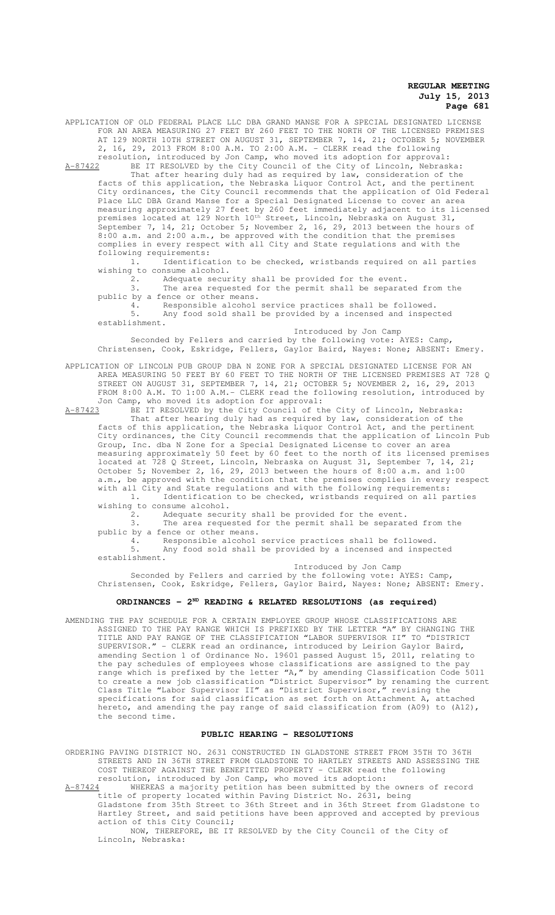APPLICATION OF OLD FEDERAL PLACE LLC DBA GRAND MANSE FOR A SPECIAL DESIGNATED LICENSE FOR AN AREA MEASURING 27 FEET BY 260 FEET TO THE NORTH OF THE LICENSED PREMISES AT 129 NORTH 10TH STREET ON AUGUST 31, SEPTEMBER 7, 14, 21; OCTOBER 5; NOVEMBER 2, 16, 29, 2013 FROM 8:00 A.M. TO 2:00 A.M. - CLERK read the following resolution, introduced by Jon Camp, who moved its adoption for approval:

A-87422 BE IT RESOLVED by the City Council of the City of Lincoln, Nebraska:

That after hearing duly had as required by law, consideration of the facts of this application, the Nebraska Liquor Control Act, and the pertinent City ordinances, the City Council recommends that the application of Old Federal Place LLC DBA Grand Manse for a Special Designated License to cover an area measuring approximately 27 feet by 260 feet immediately adjacent to its licensed premises located at 129 North 10th Street, Lincoln, Nebraska on August 31, September 7, 14, 21; October 5; November 2, 16, 29, 2013 between the hours of 8:00 a.m. and 2:00 a.m., be approved with the condition that the premises complies in every respect with all City and State regulations and with the following requirements:

1. Identification to be checked, wristbands required on all parties wishing to consume alcohol.
2. Adequate security shall be provided for the event.
3. The area requested for the permit shall be separated from the public by a fence or other means.
4. Responsible alcohol service practices shall be followed.
5. Any food sold shall be provided by a incensed and inspected establishment.

Introduced by Jon Camp

Seconded by Fellers and carried by the following vote: AYES: Camp, Christensen, Cook, Eskridge, Fellers, Gaylor Baird, Nayes: None; ABSENT: Emery.

APPLICATION OF LINCOLN PUB GROUP DBA N ZONE FOR A SPECIAL DESIGNATED LICENSE FOR AN AREA MEASURING 50 FEET BY 60 FEET TO THE NORTH OF THE LICENSED PREMISES AT 728 Q STREET ON AUGUST 31, SEPTEMBER 7, 14, 21; OCTOBER 5; NOVEMBER 2, 16, 29, 2013 FROM 8:00 A.M. TO 1:00 A.M.- CLERK read the following resolution, introduced by Jon Camp, who moved its adoption for approval:

A-87423 BE IT RESOLVED by the City Council of the City of Lincoln, Nebraska:

That after hearing duly had as required by law, consideration of the facts of this application, the Nebraska Liquor Control Act, and the pertinent City ordinances, the City Council recommends that the application of Lincoln Pub Group, Inc. dba N Zone for a Special Designated License to cover an area measuring approximately 50 feet by 60 feet to the north of its licensed premises located at 728 Q Street, Lincoln, Nebraska on August 31, September 7, 14, 21; October 5; November 2, 16, 29, 2013 between the hours of 8:00 a.m. and 1:00 a.m., be approved with the condition that the premises complies in every respect with all City and State regulations and with the following requirements:

1. Identification to be checked, wristbands required on all parties wishing to consume alcohol.
2. Adequate security shall be provided for the event.
3. The area requested for the permit shall be separated from the public by a fence or other means.
4. Responsible alcohol service practices shall be followed.
5. Any food sold shall be provided by a incensed and inspected establishment.

Introduced by Jon Camp

Seconded by Fellers and carried by the following vote: AYES: Camp, Christensen, Cook, Eskridge, Fellers, Gaylor Baird, Nayes: None; ABSENT: Emery.

## ORDINANCES - 2ND READING & RELATED RESOLUTIONS (as required)

AMENDING THE PAY SCHEDULE FOR A CERTAIN EMPLOYEE GROUP WHOSE CLASSIFICATIONS ARE ASSIGNED TO THE PAY RANGE WHICH IS PREFIXED BY THE LETTER "A" BY CHANGING THE TITLE AND PAY RANGE OF THE CLASSIFICATION "LABOR SUPERVISOR II" TO "DISTRICT SUPERVISOR." - CLERK read an ordinance, introduced by Leirion Gaylor Baird, amending Section 1 of Ordinance No. 19601 passed August 15, 2011, relating to the pay schedules of employees whose classifications are assigned to the pay range which is prefixed by the letter "A," by amending Classification Code 5011 to create a new job classification "District Supervisor" by renaming the current Class Title "Labor Supervisor II" as "District Supervisor," revising the specifications for said classification as set forth on Attachment A, attached hereto, and amending the pay range of said classification from (A09) to (A12), the second time.

## PUBLIC HEARING - RESOLUTIONS

ORDERING PAVING DISTRICT NO. 2631 CONSTRUCTED IN GLADSTONE STREET FROM 35TH TO 36TH STREETS AND IN 36TH STREET FROM GLADSTONE TO HARTLEY STREETS AND ASSESSING THE COST THEREOF AGAINST THE BENEFITTED PROPERTY - CLERK read the following resolution, introduced by Jon Camp, who moved its adoption:

A-87424 WHEREAS a majority petition has been submitted by the owners of record title of property located within Paving District No. 2631, being Gladstone from 35th Street to 36th Street and in 36th Street from Gladstone to Hartley Street, and said petitions have been approved and accepted by previous action of this City Council;

NOW, THEREFORE, BE IT RESOLVED by the City Council of the City of Lincoln, Nebraska: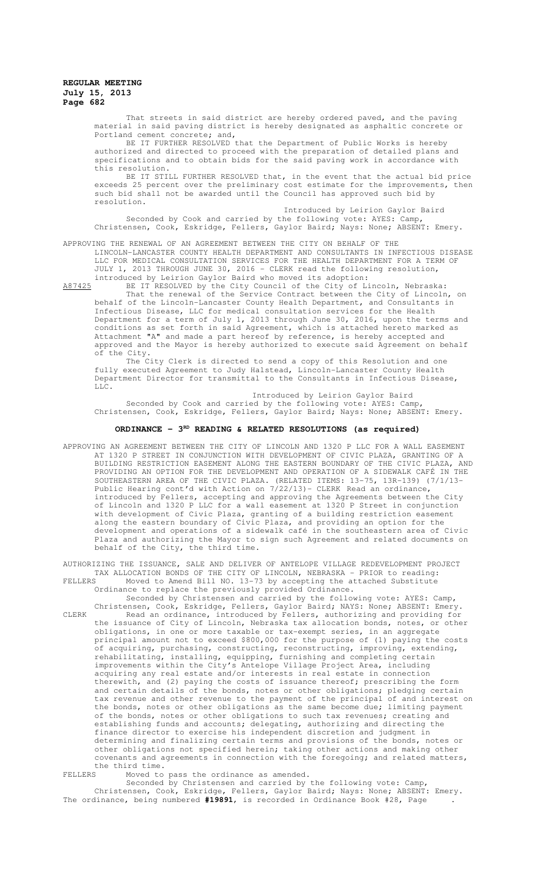That streets in said district are hereby ordered paved, and the paving material in said paving district is hereby designated as asphaltic concrete or Portland cement concrete; and,

BE IT FURTHER RESOLVED that the Department of Public Works is hereby authorized and directed to proceed with the preparation of detailed plans and specifications and to obtain bids for the said paving work in accordance with this resolution.

BE IT STILL FURTHER RESOLVED that, in the event that the actual bid price exceeds 25 percent over the preliminary cost estimate for the improvements, then such bid shall not be awarded until the Council has approved such bid by resolution.

Introduced by Leirion Gaylor Baird

Seconded by Cook and carried by the following vote: AYES: Camp, Christensen, Cook, Eskridge, Fellers, Gaylor Baird; Nays: None; ABSENT: Emery.

APPROVING THE RENEWAL OF AN AGREEMENT BETWEEN THE CITY ON BEHALF OF THE LINCOLN-LANCASTER COUNTY HEALTH DEPARTMENT AND CONSULTANTS IN INFECTIOUS DISEASE LLC FOR MEDICAL CONSULTATION SERVICES FOR THE HEALTH DEPARTMENT FOR A TERM OF JULY 1, 2013 THROUGH JUNE 30, 2016 - CLERK read the following resolution, introduced by Leirion Gaylor Baird who moved its adoption:

A87425 BE IT RESOLVED by the City Council of the City of Lincoln, Nebraska:

That the renewal of the Service Contract between the City of Lincoln, on behalf of the Lincoln-Lancaster County Health Department, and Consultants in Infectious Disease, LLC for medical consultation services for the Health Department for a term of July 1, 2013 through June 30, 2016, upon the terms and conditions as set forth in said Agreement, which is attached hereto marked as Attachment "A" and made a part hereof by reference, is hereby accepted and approved and the Mayor is hereby authorized to execute said Agreement on behalf of the City.

The City Clerk is directed to send a copy of this Resolution and one fully executed Agreement to Judy Halstead, Lincoln-Lancaster County Health Department Director for transmittal to the Consultants in Infectious Disease, LLC.

Introduced by Leirion Gaylor Baird

Seconded by Cook and carried by the following vote: AYES: Camp, Christensen, Cook, Eskridge, Fellers, Gaylor Baird; Nays: None; ABSENT: Emery.

## ORDINANCE – 3RD READING & RELATED RESOLUTIONS (as required)

APPROVING AN AGREEMENT BETWEEN THE CITY OF LINCOLN AND 1320 P LLC FOR A WALL EASEMENT AT 1320 P STREET IN CONJUNCTION WITH DEVELOPMENT OF CIVIC PLAZA, GRANTING OF A BUILDING RESTRICTION EASEMENT ALONG THE EASTERN BOUNDARY OF THE CIVIC PLAZA, AND PROVIDING AN OPTION FOR THE DEVELOPMENT AND OPERATION OF A SIDEWALK CAFÉ IN THE SOUTHEASTERN AREA OF THE CIVIC PLAZA. (RELATED ITEMS: 13-75, 13R-139) (7/1/13- Public Hearing cont'd with Action on 7/22/13)- CLERK Read an ordinance, introduced by Fellers, accepting and approving the Agreements between the City of Lincoln and 1320 P LLC for a wall easement at 1320 P Street in conjunction with development of Civic Plaza, granting of a building restriction easement along the eastern boundary of Civic Plaza, and providing an option for the development and operations of a sidewalk café in the southeastern area of Civic Plaza and authorizing the Mayor to sign such Agreement and related documents on behalf of the City, the third time.

AUTHORIZING THE ISSUANCE, SALE AND DELIVER OF ANTELOPE VILLAGE REDEVELOPMENT PROJECT TAX ALLOCATION BONDS OF THE CITY OF LINCOLN, NEBRASKA - PRIOR to reading:

FELLERS Moved to Amend Bill NO. 13-73 by accepting the attached Substitute Ordinance to replace the previously provided Ordinance.

Seconded by Christensen and carried by the following vote: AYES: Camp, Christensen, Cook, Eskridge, Fellers, Gaylor Baird; NAYS: None; ABSENT: Emery.

CLERK Read an ordinance, introduced by Fellers, authorizing and providing for the issuance of City of Lincoln, Nebraska tax allocation bonds, notes, or other obligations, in one or more taxable or tax-exempt series, in an aggregate principal amount not to exceed $800,000 for the purpose of (1) paying the costs of acquiring, purchasing, constructing, reconstructing, improving, extending, rehabilitating, installing, equipping, furnishing and completing certain improvements within the City's Antelope Village Project Area, including acquiring any real estate and/or interests in real estate in connection therewith, and (2) paying the costs of issuance thereof; prescribing the form and certain details of the bonds, notes or other obligations; pledging certain tax revenue and other revenue to the payment of the principal of and interest on the bonds, notes or other obligations as the same become due; limiting payment of the bonds, notes or other obligations to such tax revenues; creating and establishing funds and accounts; delegating, authorizing and directing the finance director to exercise his independent discretion and judgment in determining and finalizing certain terms and provisions of the bonds, notes or other obligations not specified herein; taking other actions and making other covenants and agreements in connection with the foregoing; and related matters, the third time.

FELLERS Moved to pass the ordinance as amended.

Seconded by Christensen and carried by the following vote: Camp, Christensen, Cook, Eskridge, Fellers, Gaylor Baird; Nays: None; ABSENT: Emery.

The ordinance, being numbered **#19891**, is recorded in Ordinance Book #28, Page .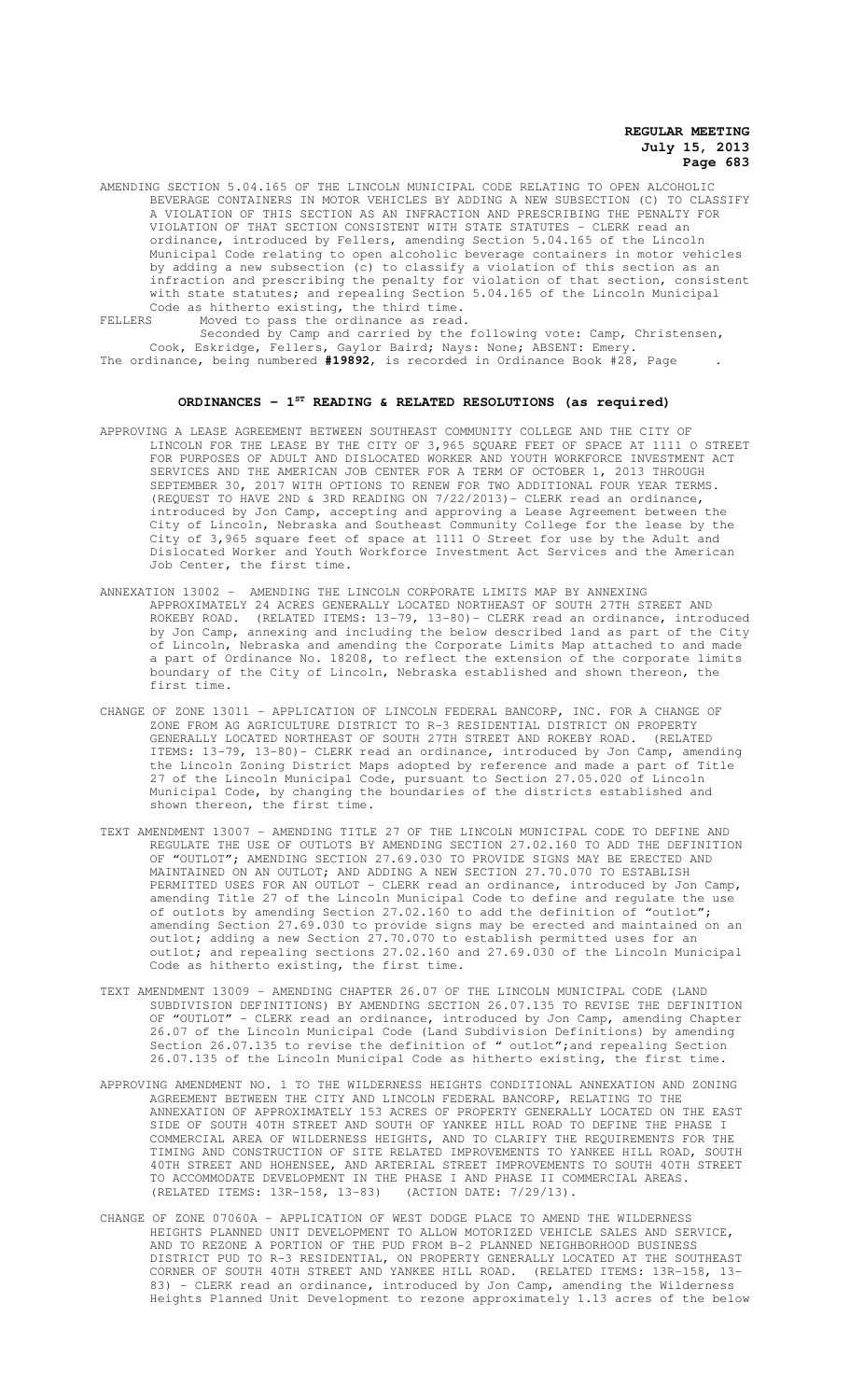AMENDING SECTION 5.04.165 OF THE LINCOLN MUNICIPAL CODE RELATING TO OPEN ALCOHOLIC BEVERAGE CONTAINERS IN MOTOR VEHICLES BY ADDING A NEW SUBSECTION (C) TO CLASSIFY A VIOLATION OF THIS SECTION AS AN INFRACTION AND PRESCRIBING THE PENALTY FOR VIOLATION OF THAT SECTION CONSISTENT WITH STATE STATUTES - CLERK read an ordinance, introduced by Fellers, amending Section 5.04.165 of the Lincoln Municipal Code relating to open alcoholic beverage containers in motor vehicles by adding a new subsection (c) to classify a violation of this section as an infraction and prescribing the penalty for violation of that section, consistent with state statutes; and repealing Section 5.04.165 of the Lincoln Municipal Code as hitherto existing, the third time.

FELLERS Moved to pass the ordinance as read.

Seconded by Camp and carried by the following vote: Camp, Christensen, Cook, Eskridge, Fellers, Gaylor Baird; Nays: None; ABSENT: Emery.

The ordinance, being numbered **#19892**, is recorded in Ordinance Book #28, Page .

## ORDINANCES - 1ST READING & RELATED RESOLUTIONS (as required)

APPROVING A LEASE AGREEMENT BETWEEN SOUTHEAST COMMUNITY COLLEGE AND THE CITY OF LINCOLN FOR THE LEASE BY THE CITY OF 3,965 SQUARE FEET OF SPACE AT 1111 O STREET FOR PURPOSES OF ADULT AND DISLOCATED WORKER AND YOUTH WORKFORCE INVESTMENT ACT SERVICES AND THE AMERICAN JOB CENTER FOR A TERM OF OCTOBER 1, 2013 THROUGH SEPTEMBER 30, 2017 WITH OPTIONS TO RENEW FOR TWO ADDITIONAL FOUR YEAR TERMS. (REQUEST TO HAVE 2ND & 3RD READING ON 7/22/2013)- CLERK read an ordinance, introduced by Jon Camp, accepting and approving a Lease Agreement between the City of Lincoln, Nebraska and Southeast Community College for the lease by the City of 3,965 square feet of space at 1111 O Street for use by the Adult and Dislocated Worker and Youth Workforce Investment Act Services and the American Job Center, the first time.

ANNEXATION 13002 – AMENDING THE LINCOLN CORPORATE LIMITS MAP BY ANNEXING APPROXIMATELY 24 ACRES GENERALLY LOCATED NORTHEAST OF SOUTH 27TH STREET AND ROKEBY ROAD. (RELATED ITEMS: 13-79, 13-80)- CLERK read an ordinance, introduced by Jon Camp, annexing and including the below described land as part of the City of Lincoln, Nebraska and amending the Corporate Limits Map attached to and made a part of Ordinance No. 18208, to reflect the extension of the corporate limits boundary of the City of Lincoln, Nebraska established and shown thereon, the first time.

CHANGE OF ZONE 13011 – APPLICATION OF LINCOLN FEDERAL BANCORP, INC. FOR A CHANGE OF ZONE FROM AG AGRICULTURE DISTRICT TO R-3 RESIDENTIAL DISTRICT ON PROPERTY GENERALLY LOCATED NORTHEAST OF SOUTH 27TH STREET AND ROKEBY ROAD. (RELATED ITEMS: 13-79, 13-80)- CLERK read an ordinance, introduced by Jon Camp, amending the Lincoln Zoning District Maps adopted by reference and made a part of Title 27 of the Lincoln Municipal Code, pursuant to Section 27.05.020 of Lincoln Municipal Code, by changing the boundaries of the districts established and shown thereon, the first time.

TEXT AMENDMENT 13007 – AMENDING TITLE 27 OF THE LINCOLN MUNICIPAL CODE TO DEFINE AND REGULATE THE USE OF OUTLOTS BY AMENDING SECTION 27.02.160 TO ADD THE DEFINITION OF "OUTLOT"; AMENDING SECTION 27.69.030 TO PROVIDE SIGNS MAY BE ERECTED AND MAINTAINED ON AN OUTLOT; AND ADDING A NEW SECTION 27.70.070 TO ESTABLISH PERMITTED USES FOR AN OUTLOT – CLERK read an ordinance, introduced by Jon Camp, amending Title 27 of the Lincoln Municipal Code to define and regulate the use of outlots by amending Section 27.02.160 to add the definition of "outlot"; amending Section 27.69.030 to provide signs may be erected and maintained on an outlot; adding a new Section 27.70.070 to establish permitted uses for an outlot; and repealing sections 27.02.160 and 27.69.030 of the Lincoln Municipal Code as hitherto existing, the first time.

TEXT AMENDMENT 13009 – AMENDING CHAPTER 26.07 OF THE LINCOLN MUNICIPAL CODE (LAND SUBDIVISION DEFINITIONS) BY AMENDING SECTION 26.07.135 TO REVISE THE DEFINITION OF "OUTLOT" – CLERK read an ordinance, introduced by Jon Camp, amending Chapter 26.07 of the Lincoln Municipal Code (Land Subdivision Definitions) by amending Section 26.07.135 to revise the definition of " outlot";and repealing Section 26.07.135 of the Lincoln Municipal Code as hitherto existing, the first time.

APPROVING AMENDMENT NO. 1 TO THE WILDERNESS HEIGHTS CONDITIONAL ANNEXATION AND ZONING AGREEMENT BETWEEN THE CITY AND LINCOLN FEDERAL BANCORP, RELATING TO THE ANNEXATION OF APPROXIMATELY 153 ACRES OF PROPERTY GENERALLY LOCATED ON THE EAST SIDE OF SOUTH 40TH STREET AND SOUTH OF YANKEE HILL ROAD TO DEFINE THE PHASE I COMMERCIAL AREA OF WILDERNESS HEIGHTS, AND TO CLARIFY THE REQUIREMENTS FOR THE TIMING AND CONSTRUCTION OF SITE RELATED IMPROVEMENTS TO YANKEE HILL ROAD, SOUTH 40TH STREET AND HOHENSEE, AND ARTERIAL STREET IMPROVEMENTS TO SOUTH 40TH STREET TO ACCOMMODATE DEVELOPMENT IN THE PHASE I AND PHASE II COMMERCIAL AREAS. (RELATED ITEMS: 13R-158, 13-83) (ACTION DATE: 7/29/13).

CHANGE OF ZONE 07060A – APPLICATION OF WEST DODGE PLACE TO AMEND THE WILDERNESS HEIGHTS PLANNED UNIT DEVELOPMENT TO ALLOW MOTORIZED VEHICLE SALES AND SERVICE, AND TO REZONE A PORTION OF THE PUD FROM B-2 PLANNED NEIGHBORHOOD BUSINESS DISTRICT PUD TO R-3 RESIDENTIAL, ON PROPERTY GENERALLY LOCATED AT THE SOUTHEAST CORNER OF SOUTH 40TH STREET AND YANKEE HILL ROAD. (RELATED ITEMS: 13R-158, 13-83) – CLERK read an ordinance, introduced by Jon Camp, amending the Wilderness Heights Planned Unit Development to rezone approximately 1.13 acres of the below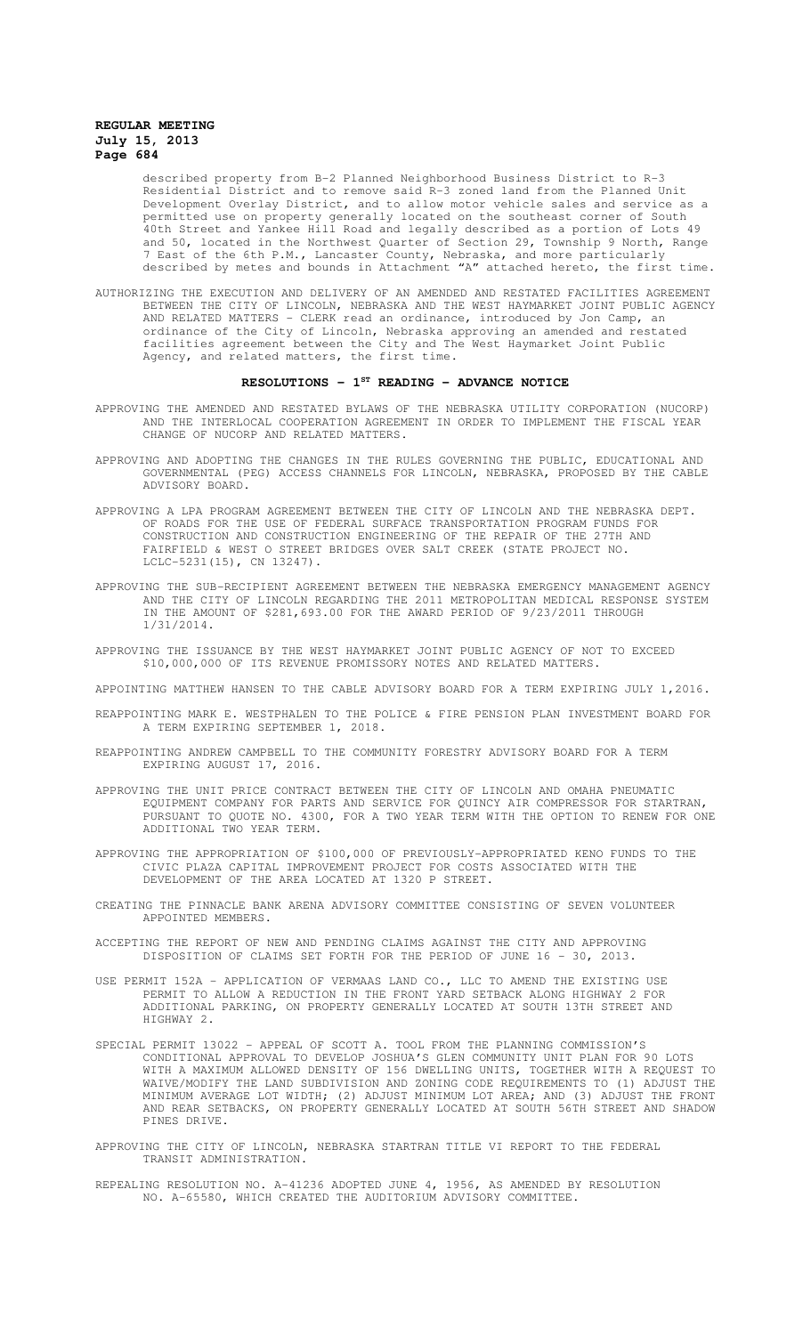described property from B-2 Planned Neighborhood Business District to R-3 Residential District and to remove said R-3 zoned land from the Planned Unit Development Overlay District, and to allow motor vehicle sales and service as a permitted use on property generally located on the southeast corner of South 40th Street and Yankee Hill Road and legally described as a portion of Lots 49 and 50, located in the Northwest Quarter of Section 29, Township 9 North, Range 7 East of the 6th P.M., Lancaster County, Nebraska, and more particularly described by metes and bounds in Attachment "A" attached hereto, the first time.

AUTHORIZING THE EXECUTION AND DELIVERY OF AN AMENDED AND RESTATED FACILITIES AGREEMENT BETWEEN THE CITY OF LINCOLN, NEBRASKA AND THE WEST HAYMARKET JOINT PUBLIC AGENCY AND RELATED MATTERS - CLERK read an ordinance, introduced by Jon Camp, an ordinance of the City of Lincoln, Nebraska approving an amended and restated facilities agreement between the City and The West Haymarket Joint Public Agency, and related matters, the first time.

## RESOLUTIONS - 1ST READING - ADVANCE NOTICE

APPROVING THE AMENDED AND RESTATED BYLAWS OF THE NEBRASKA UTILITY CORPORATION (NUCORP) AND THE INTERLOCAL COOPERATION AGREEMENT IN ORDER TO IMPLEMENT THE FISCAL YEAR CHANGE OF NUCORP AND RELATED MATTERS.

APPROVING AND ADOPTING THE CHANGES IN THE RULES GOVERNING THE PUBLIC, EDUCATIONAL AND GOVERNMENTAL (PEG) ACCESS CHANNELS FOR LINCOLN, NEBRASKA, PROPOSED BY THE CABLE ADVISORY BOARD.

APPROVING A LPA PROGRAM AGREEMENT BETWEEN THE CITY OF LINCOLN AND THE NEBRASKA DEPT. OF ROADS FOR THE USE OF FEDERAL SURFACE TRANSPORTATION PROGRAM FUNDS FOR CONSTRUCTION AND CONSTRUCTION ENGINEERING OF THE REPAIR OF THE 27TH AND FAIRFIELD & WEST O STREET BRIDGES OVER SALT CREEK (STATE PROJECT NO. LCLC-5231(15), CN 13247).

APPROVING THE SUB-RECIPIENT AGREEMENT BETWEEN THE NEBRASKA EMERGENCY MANAGEMENT AGENCY AND THE CITY OF LINCOLN REGARDING THE 2011 METROPOLITAN MEDICAL RESPONSE SYSTEM IN THE AMOUNT OF $281,693.00 FOR THE AWARD PERIOD OF 9/23/2011 THROUGH 1/31/2014.

APPROVING THE ISSUANCE BY THE WEST HAYMARKET JOINT PUBLIC AGENCY OF NOT TO EXCEED $10,000,000 OF ITS REVENUE PROMISSORY NOTES AND RELATED MATTERS.

APPOINTING MATTHEW HANSEN TO THE CABLE ADVISORY BOARD FOR A TERM EXPIRING JULY 1,2016.

REAPPOINTING MARK E. WESTPHALEN TO THE POLICE & FIRE PENSION PLAN INVESTMENT BOARD FOR A TERM EXPIRING SEPTEMBER 1, 2018.

REAPPOINTING ANDREW CAMPBELL TO THE COMMUNITY FORESTRY ADVISORY BOARD FOR A TERM EXPIRING AUGUST 17, 2016.

APPROVING THE UNIT PRICE CONTRACT BETWEEN THE CITY OF LINCOLN AND OMAHA PNEUMATIC EQUIPMENT COMPANY FOR PARTS AND SERVICE FOR QUINCY AIR COMPRESSOR FOR STARTRAN, PURSUANT TO QUOTE NO. 4300, FOR A TWO YEAR TERM WITH THE OPTION TO RENEW FOR ONE ADDITIONAL TWO YEAR TERM.

APPROVING THE APPROPRIATION OF $100,000 OF PREVIOUSLY-APPROPRIATED KENO FUNDS TO THE CIVIC PLAZA CAPITAL IMPROVEMENT PROJECT FOR COSTS ASSOCIATED WITH THE DEVELOPMENT OF THE AREA LOCATED AT 1320 P STREET.

CREATING THE PINNACLE BANK ARENA ADVISORY COMMITTEE CONSISTING OF SEVEN VOLUNTEER APPOINTED MEMBERS.

ACCEPTING THE REPORT OF NEW AND PENDING CLAIMS AGAINST THE CITY AND APPROVING DISPOSITION OF CLAIMS SET FORTH FOR THE PERIOD OF JUNE 16 - 30, 2013.

USE PERMIT 152A - APPLICATION OF VERMAAS LAND CO., LLC TO AMEND THE EXISTING USE PERMIT TO ALLOW A REDUCTION IN THE FRONT YARD SETBACK ALONG HIGHWAY 2 FOR ADDITIONAL PARKING, ON PROPERTY GENERALLY LOCATED AT SOUTH 13TH STREET AND HIGHWAY 2.

SPECIAL PERMIT 13022 - APPEAL OF SCOTT A. TOOL FROM THE PLANNING COMMISSION'S CONDITIONAL APPROVAL TO DEVELOP JOSHUA'S GLEN COMMUNITY UNIT PLAN FOR 90 LOTS WITH A MAXIMUM ALLOWED DENSITY OF 156 DWELLING UNITS, TOGETHER WITH A REQUEST TO WAIVE/MODIFY THE LAND SUBDIVISION AND ZONING CODE REQUIREMENTS TO (1) ADJUST THE MINIMUM AVERAGE LOT WIDTH; (2) ADJUST MINIMUM LOT AREA; AND (3) ADJUST THE FRONT AND REAR SETBACKS, ON PROPERTY GENERALLY LOCATED AT SOUTH 56TH STREET AND SHADOW PINES DRIVE.

APPROVING THE CITY OF LINCOLN, NEBRASKA STARTRAN TITLE VI REPORT TO THE FEDERAL TRANSIT ADMINISTRATION.

REPEALING RESOLUTION NO. A-41236 ADOPTED JUNE 4, 1956, AS AMENDED BY RESOLUTION NO. A-65580, WHICH CREATED THE AUDITORIUM ADVISORY COMMITTEE.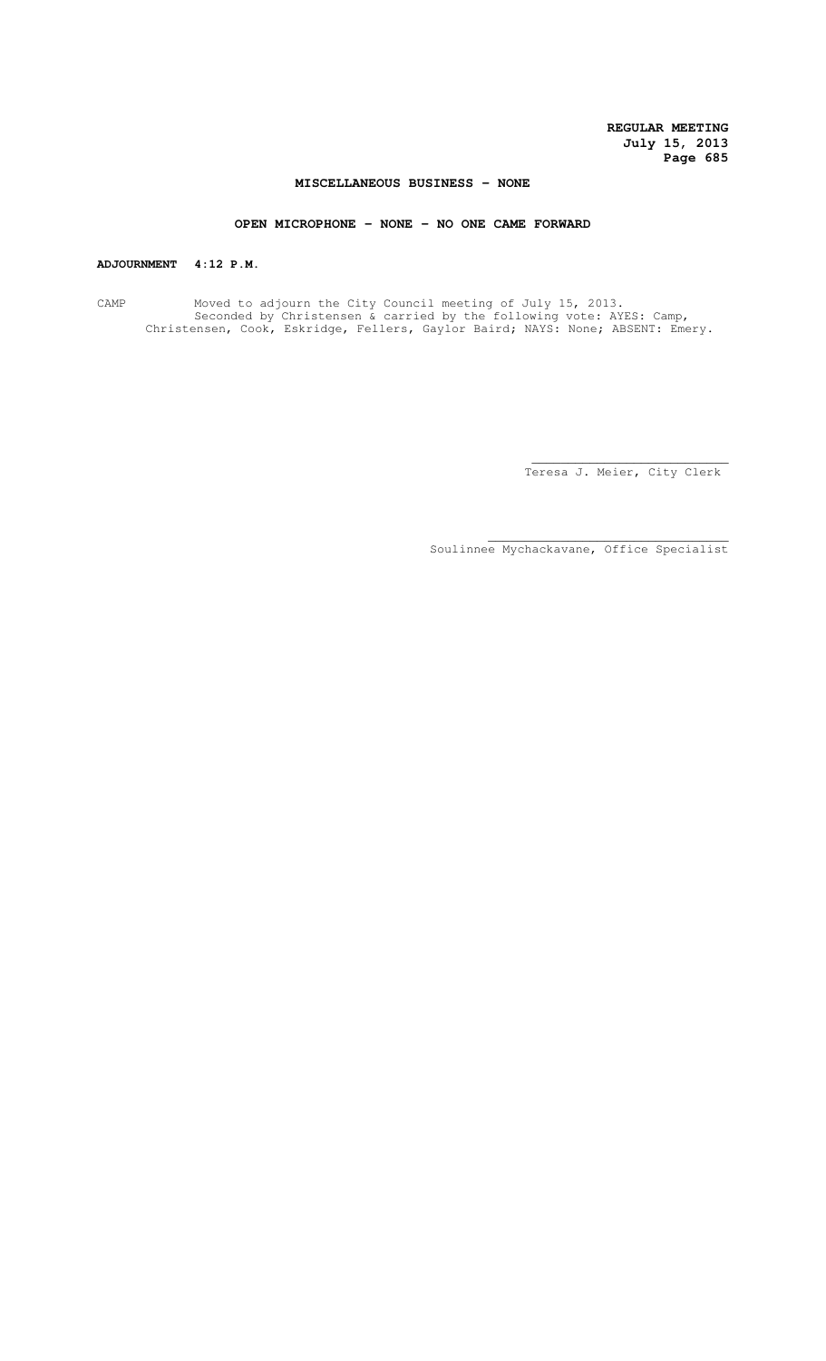**MISCELLANEOUS BUSINESS – NONE**

**OPEN MICROPHONE – NONE – NO ONE CAME FORWARD**

**ADJOURNMENT 4:12 P.M.**

CAMP Moved to adjourn the City Council meeting of July 15, 2013.
Seconded by Christensen & carried by the following vote: AYES: Camp, Christensen, Cook, Eskridge, Fellers, Gaylor Baird; NAYS: None; ABSENT: Emery.

Teresa J. Meier, City Clerk

Soulinnee Mychackavane, Office Specialist